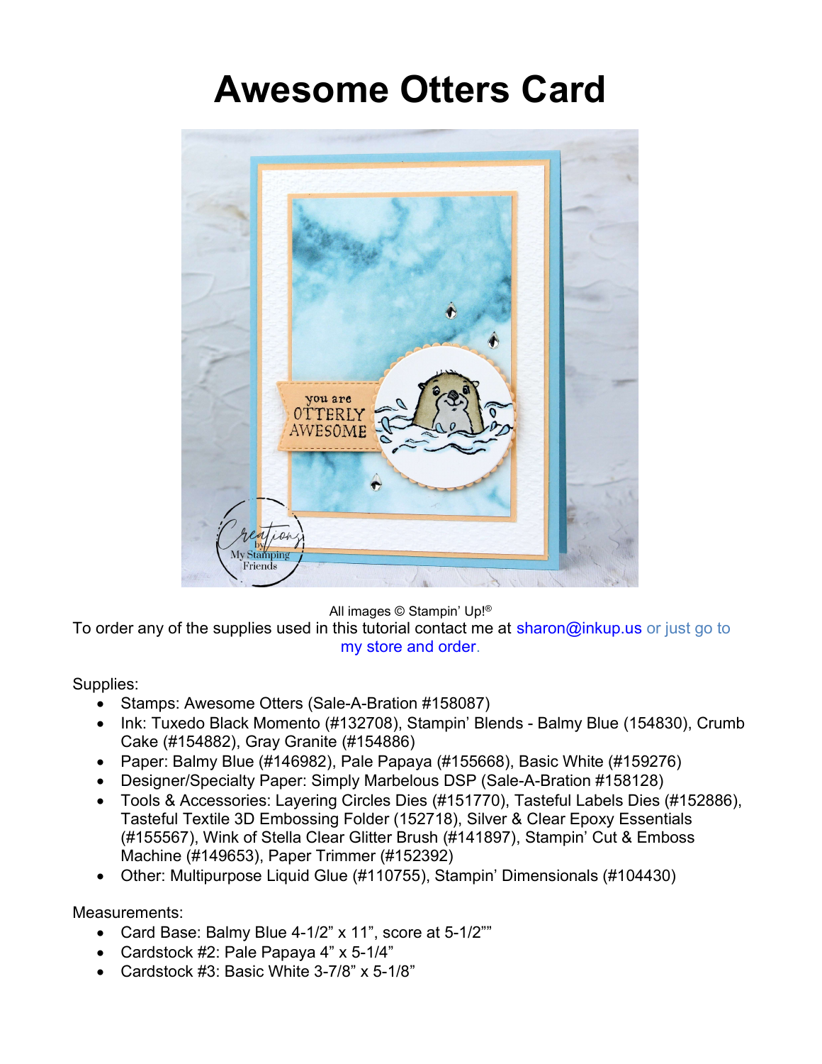# Awesome Otters Card

All images © Stampin' Up!®

To order any of the supplies used in this tutorial contact me at sharon@inkup.us or just go to my store and order.

Supplies:

- Stamps: Awesome Otters (Sale-A-Bration #158087)
- Ink: Tuxedo Black Momento (#132708), Stampin' Blends - Balmy Blue (154830), Crumb Cake (#154882), Gray Granite (#154886)
- Paper: Balmy Blue (#146982), Pale Papaya (#155668), Basic White (#159276)
- Designer/Specialty Paper: Simply Marbelous DSP (Sale-A-Bration #158128)
- Tools & Accessories: Layering Circles Dies (#151770), Tasteful Labels Dies (#152886), Tasteful Textile 3D Embossing Folder (152718), Silver & Clear Epoxy Essentials (#155567), Wink of Stella Clear Glitter Brush (#141897), Stampin' Cut & Emboss Machine (#149653), Paper Trimmer (#152392)
- Other: Multipurpose Liquid Glue (#110755), Stampin' Dimensionals (#104430)

Measurements:

- Card Base: Balmy Blue 4-1/2" x 11", score at 5-1/2""
- Cardstock #2: Pale Papaya 4" x 5-1/4"
- Cardstock #3: Basic White 3-7/8" x 5-1/8"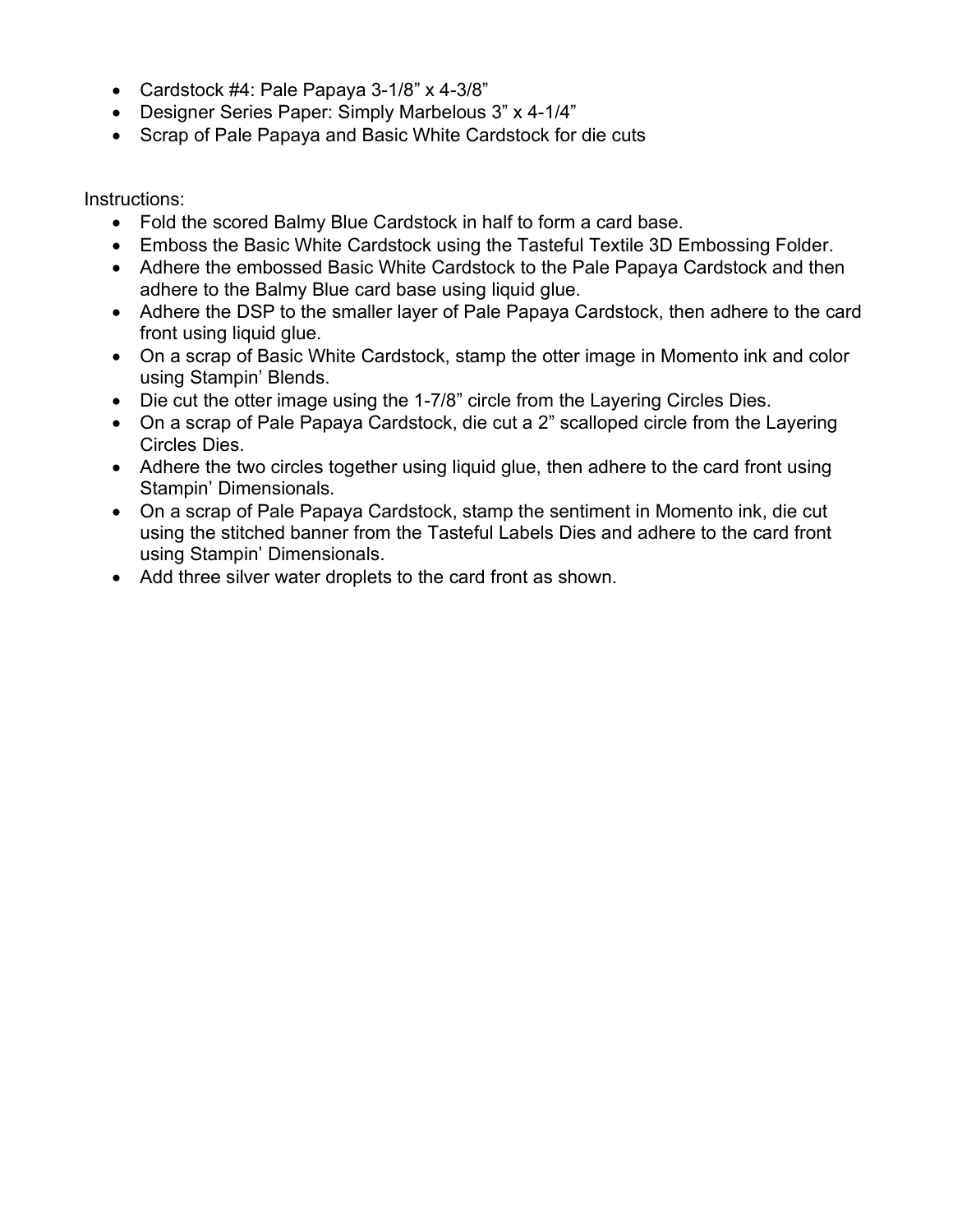- Cardstock #4: Pale Papaya 3-1/8" x 4-3/8"
- Designer Series Paper: Simply Marbelous 3" x 4-1/4"
- Scrap of Pale Papaya and Basic White Cardstock for die cuts

Instructions:

- Fold the scored Balmy Blue Cardstock in half to form a card base.
- Emboss the Basic White Cardstock using the Tasteful Textile 3D Embossing Folder.
- Adhere the embossed Basic White Cardstock to the Pale Papaya Cardstock and then adhere to the Balmy Blue card base using liquid glue.
- Adhere the DSP to the smaller layer of Pale Papaya Cardstock, then adhere to the card front using liquid glue.
- On a scrap of Basic White Cardstock, stamp the otter image in Momento ink and color using Stampin' Blends.
- Die cut the otter image using the 1-7/8" circle from the Layering Circles Dies.
- On a scrap of Pale Papaya Cardstock, die cut a 2" scalloped circle from the Layering Circles Dies.
- Adhere the two circles together using liquid glue, then adhere to the card front using Stampin' Dimensionals.
- On a scrap of Pale Papaya Cardstock, stamp the sentiment in Momento ink, die cut using the stitched banner from the Tasteful Labels Dies and adhere to the card front using Stampin' Dimensionals.
- Add three silver water droplets to the card front as shown.